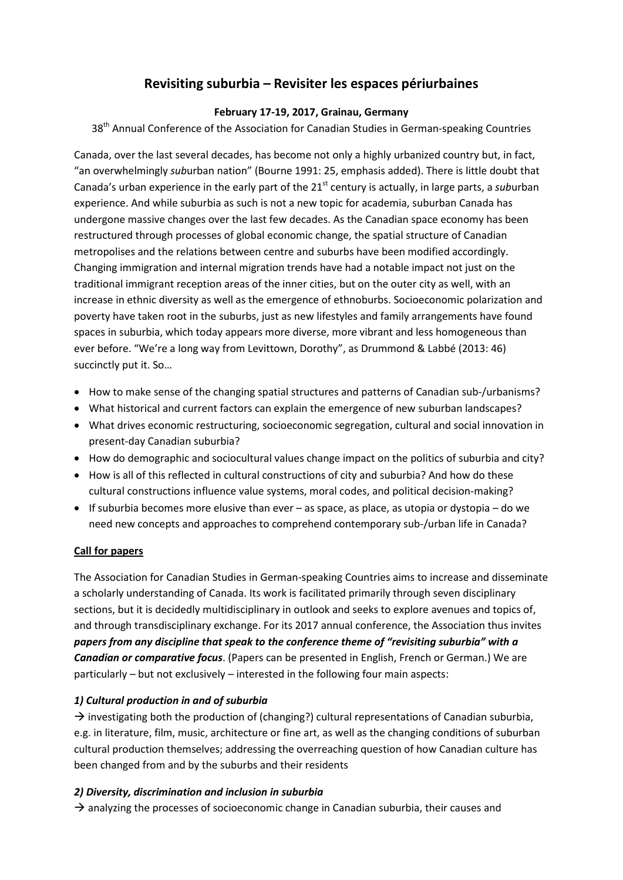# Revisiting suburbia – Revisiter les espaces périurbaines

**February 17-19, 2017, Grainau, Germany**

38th Annual Conference of the Association for Canadian Studies in German-speaking Countries

Canada, over the last several decades, has become not only a highly urbanized country but, in fact, "an overwhelmingly *sub*urban nation" (Bourne 1991: 25, emphasis added). There is little doubt that Canada's urban experience in the early part of the 21st century is actually, in large parts, a *sub*urban experience. And while suburbia as such is not a new topic for academia, suburban Canada has undergone massive changes over the last few decades. As the Canadian space economy has been restructured through processes of global economic change, the spatial structure of Canadian metropolises and the relations between centre and suburbs have been modified accordingly. Changing immigration and internal migration trends have had a notable impact not just on the traditional immigrant reception areas of the inner cities, but on the outer city as well, with an increase in ethnic diversity as well as the emergence of ethnoburbs. Socioeconomic polarization and poverty have taken root in the suburbs, just as new lifestyles and family arrangements have found spaces in suburbia, which today appears more diverse, more vibrant and less homogeneous than ever before. "We're a long way from Levittown, Dorothy", as Drummond & Labbé (2013: 46) succinctly put it. So…

- How to make sense of the changing spatial structures and patterns of Canadian sub-/urbanisms?
- What historical and current factors can explain the emergence of new suburban landscapes?
- What drives economic restructuring, socioeconomic segregation, cultural and social innovation in present-day Canadian suburbia?
- How do demographic and sociocultural values change impact on the politics of suburbia and city?
- How is all of this reflected in cultural constructions of city and suburbia? And how do these cultural constructions influence value systems, moral codes, and political decision-making?
- If suburbia becomes more elusive than ever – as space, as place, as utopia or dystopia – do we need new concepts and approaches to comprehend contemporary sub-/urban life in Canada?

## Call for papers

The Association for Canadian Studies in German-speaking Countries aims to increase and disseminate a scholarly understanding of Canada. Its work is facilitated primarily through seven disciplinary sections, but it is decidedly multidisciplinary in outlook and seeks to explore avenues and topics of, and through transdisciplinary exchange. For its 2017 annual conference, the Association thus invites ***papers from any discipline that speak to the conference theme of "revisiting suburbia" with a Canadian or comparative focus***. (Papers can be presented in English, French or German.) We are particularly – but not exclusively – interested in the following four main aspects:

### *1) Cultural production in and of suburbia*

→ investigating both the production of (changing?) cultural representations of Canadian suburbia, e.g. in literature, film, music, architecture or fine art, as well as the changing conditions of suburban cultural production themselves; addressing the overreaching question of how Canadian culture has been changed from and by the suburbs and their residents

### *2) Diversity, discrimination and inclusion in suburbia*

→ analyzing the processes of socioeconomic change in Canadian suburbia, their causes and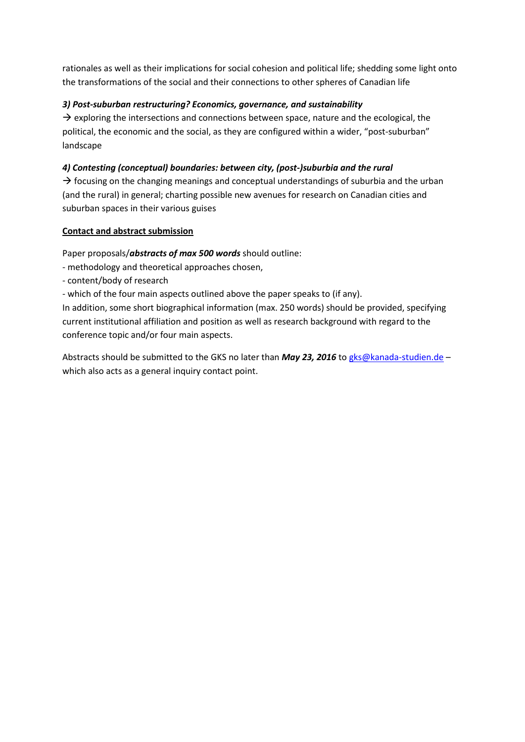rationales as well as their implications for social cohesion and political life; shedding some light onto the transformations of the social and their connections to other spheres of Canadian life

### *3) Post-suburban restructuring? Economics, governance, and sustainability*

→ exploring the intersections and connections between space, nature and the ecological, the political, the economic and the social, as they are configured within a wider, "post-suburban" landscape

### *4) Contesting (conceptual) boundaries: between city, (post-)suburbia and the rural*

→ focusing on the changing meanings and conceptual understandings of suburbia and the urban (and the rural) in general; charting possible new avenues for research on Canadian cities and suburban spaces in their various guises

## Contact and abstract submission

Paper proposals/***abstracts of max 500 words*** should outline:

- methodology and theoretical approaches chosen,
- content/body of research
- which of the four main aspects outlined above the paper speaks to (if any).

In addition, some short biographical information (max. 250 words) should be provided, specifying current institutional affiliation and position as well as research background with regard to the conference topic and/or four main aspects.

Abstracts should be submitted to the GKS no later than ***May 23, 2016*** to gks@kanada-studien.de – which also acts as a general inquiry contact point.